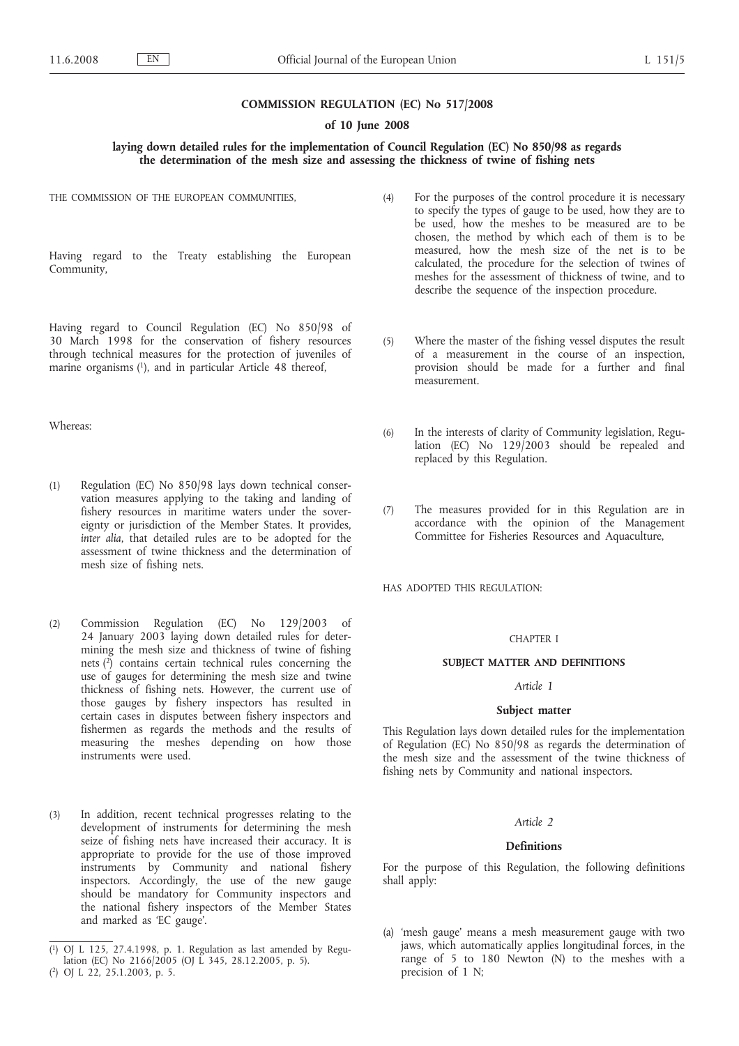# COMMISSION REGULATION (EC) No 517/2008

## of 10 June 2008

### laying down detailed rules for the implementation of Council Regulation (EC) No 850/98 as regards the determination of the mesh size and assessing the thickness of twine of fishing nets

THE COMMISSION OF THE EUROPEAN COMMUNITIES,

Having regard to the Treaty establishing the European Community,

Having regard to Council Regulation (EC) No 850/98 of 30 March 1998 for the conservation of fishery resources through technical measures for the protection of juveniles of marine organisms [1], and in particular Article 48 thereof,

Whereas:

(1) Regulation (EC) No 850/98 lays down technical conservation measures applying to the taking and landing of fishery resources in maritime waters under the sovereignty or jurisdiction of the Member States. It provides, *inter alia*, that detailed rules are to be adopted for the assessment of twine thickness and the determination of mesh size of fishing nets.

(2) Commission Regulation (EC) No 129/2003 of 24 January 2003 laying down detailed rules for determining the mesh size and thickness of twine of fishing nets [2] contains certain technical rules concerning the use of gauges for determining the mesh size and twine thickness of fishing nets. However, the current use of those gauges by fishery inspectors has resulted in certain cases in disputes between fishery inspectors and fishermen as regards the methods and the results of measuring the meshes depending on how those instruments were used.

(3) In addition, recent technical progresses relating to the development of instruments for determining the mesh seize of fishing nets have increased their accuracy. It is appropriate to provide for the use of those improved instruments by Community and national fishery inspectors. Accordingly, the use of the new gauge should be mandatory for Community inspectors and the national fishery inspectors of the Member States and marked as 'EC gauge'.

(4) For the purposes of the control procedure it is necessary to specify the types of gauge to be used, how they are to be used, how the meshes to be measured are to be chosen, the method by which each of them is to be measured, how the mesh size of the net is to be calculated, the procedure for the selection of twines of meshes for the assessment of thickness of twine, and to describe the sequence of the inspection procedure.

(5) Where the master of the fishing vessel disputes the result of a measurement in the course of an inspection, provision should be made for a further and final measurement.

(6) In the interests of clarity of Community legislation, Regulation (EC) No 129/2003 should be repealed and replaced by this Regulation.

(7) The measures provided for in this Regulation are in accordance with the opinion of the Management Committee for Fisheries Resources and Aquaculture,

HAS ADOPTED THIS REGULATION:

## CHAPTER I

## SUBJECT MATTER AND DEFINITIONS

### *Article 1*

### Subject matter

This Regulation lays down detailed rules for the implementation of Regulation (EC) No 850/98 as regards the determination of the mesh size and the assessment of the twine thickness of fishing nets by Community and national inspectors.

### *Article 2*

### Definitions

For the purpose of this Regulation, the following definitions shall apply:

(a) 'mesh gauge' means a mesh measurement gauge with two jaws, which automatically applies longitudinal forces, in the range of 5 to 180 Newton (N) to the meshes with a precision of 1 N;

---

[1] OJ L 125, 27.4.1998, p. 1. Regulation as last amended by Regulation (EC) No 2166/2005 (OJ L 345, 28.12.2005, p. 5).

[2] OJ L 22, 25.1.2003, p. 5.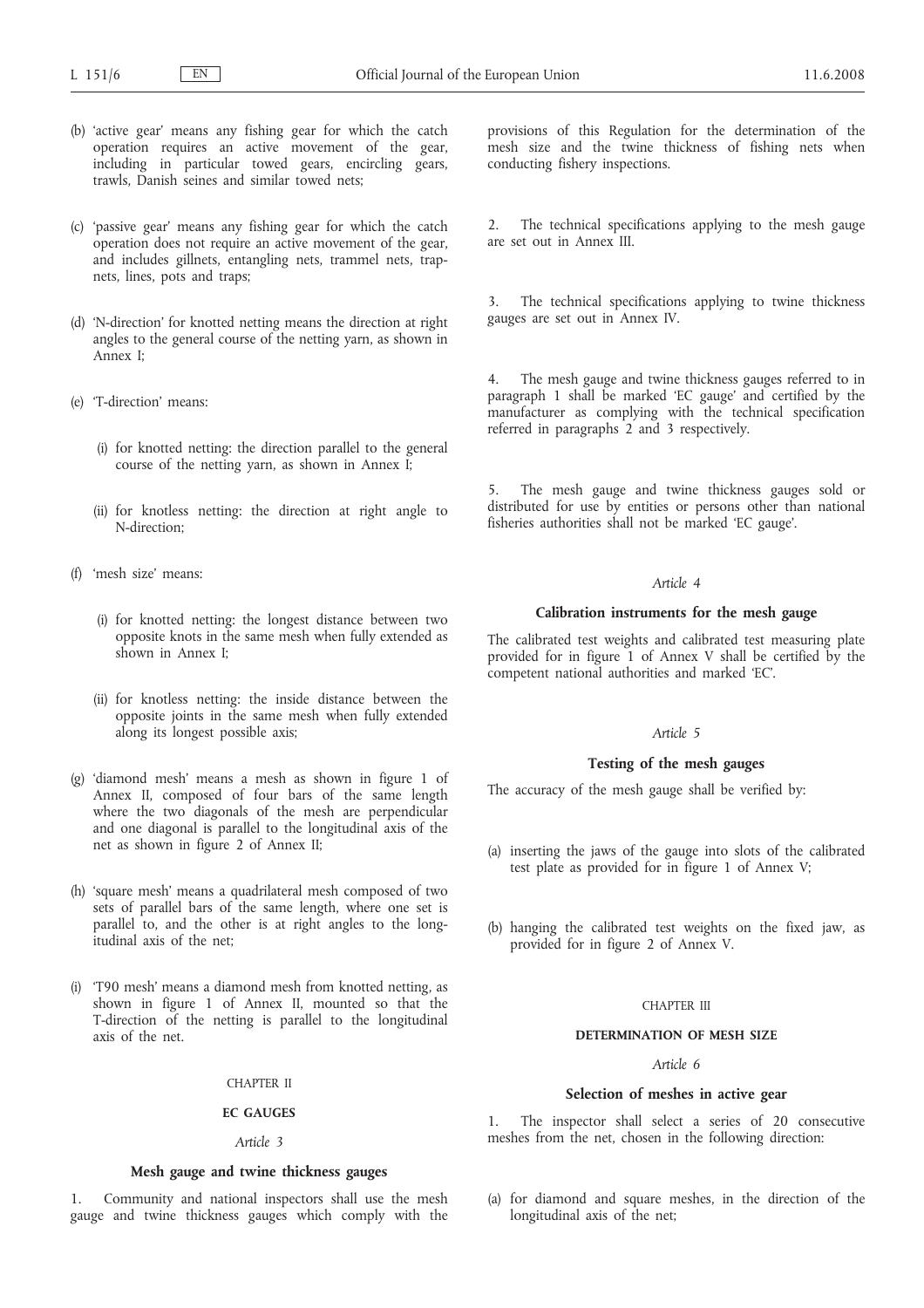(b) 'active gear' means any fishing gear for which the catch operation requires an active movement of the gear, including in particular towed gears, encircling gears, trawls, Danish seines and similar towed nets;

(c) 'passive gear' means any fishing gear for which the catch operation does not require an active movement of the gear, and includes gillnets, entangling nets, trammel nets, trap-nets, lines, pots and traps;

(d) 'N-direction' for knotted netting means the direction at right angles to the general course of the netting yarn, as shown in Annex I;

(e) 'T-direction' means:

(i) for knotted netting: the direction parallel to the general course of the netting yarn, as shown in Annex I;

(ii) for knotless netting: the direction at right angle to N-direction;

(f) 'mesh size' means:

(i) for knotted netting: the longest distance between two opposite knots in the same mesh when fully extended as shown in Annex I;

(ii) for knotless netting: the inside distance between the opposite joints in the same mesh when fully extended along its longest possible axis;

(g) 'diamond mesh' means a mesh as shown in figure 1 of Annex II, composed of four bars of the same length where the two diagonals of the mesh are perpendicular and one diagonal is parallel to the longitudinal axis of the net as shown in figure 2 of Annex II;

(h) 'square mesh' means a quadrilateral mesh composed of two sets of parallel bars of the same length, where one set is parallel to, and the other is at right angles to the longitudinal axis of the net;

(i) 'T90 mesh' means a diamond mesh from knotted netting, as shown in figure 1 of Annex II, mounted so that the T-direction of the netting is parallel to the longitudinal axis of the net.

## CHAPTER II

## EC GAUGES

*Article 3*

### Mesh gauge and twine thickness gauges

1. Community and national inspectors shall use the mesh gauge and twine thickness gauges which comply with the provisions of this Regulation for the determination of the mesh size and the twine thickness of fishing nets when conducting fishery inspections.

2. The technical specifications applying to the mesh gauge are set out in Annex III.

3. The technical specifications applying to twine thickness gauges are set out in Annex IV.

4. The mesh gauge and twine thickness gauges referred to in paragraph 1 shall be marked 'EC gauge' and certified by the manufacturer as complying with the technical specification referred in paragraphs 2 and 3 respectively.

5. The mesh gauge and twine thickness gauges sold or distributed for use by entities or persons other than national fisheries authorities shall not be marked 'EC gauge'.

*Article 4*

### Calibration instruments for the mesh gauge

The calibrated test weights and calibrated test measuring plate provided for in figure 1 of Annex V shall be certified by the competent national authorities and marked 'EC'.

*Article 5*

### Testing of the mesh gauges

The accuracy of the mesh gauge shall be verified by:

(a) inserting the jaws of the gauge into slots of the calibrated test plate as provided for in figure 1 of Annex V;

(b) hanging the calibrated test weights on the fixed jaw, as provided for in figure 2 of Annex V.

## CHAPTER III

## DETERMINATION OF MESH SIZE

*Article 6*

### Selection of meshes in active gear

1. The inspector shall select a series of 20 consecutive meshes from the net, chosen in the following direction:

(a) for diamond and square meshes, in the direction of the longitudinal axis of the net;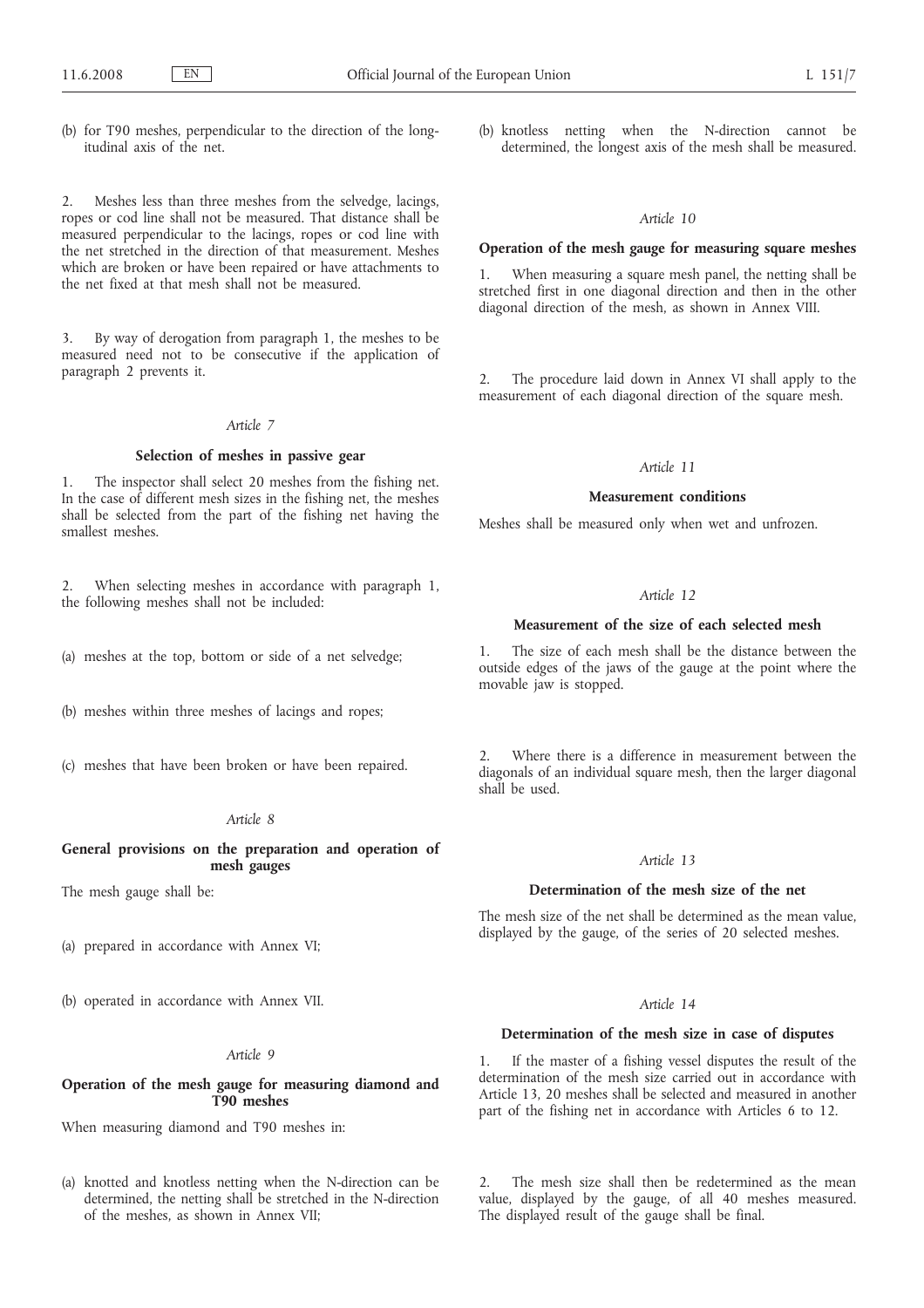(b) for T90 meshes, perpendicular to the direction of the longitudinal axis of the net.

2. Meshes less than three meshes from the selvedge, lacings, ropes or cod line shall not be measured. That distance shall be measured perpendicular to the lacings, ropes or cod line with the net stretched in the direction of that measurement. Meshes which are broken or have been repaired or have attachments to the net fixed at that mesh shall not be measured.

3. By way of derogation from paragraph 1, the meshes to be measured need not to be consecutive if the application of paragraph 2 prevents it.

*Article 7*

**Selection of meshes in passive gear**

1. The inspector shall select 20 meshes from the fishing net. In the case of different mesh sizes in the fishing net, the meshes shall be selected from the part of the fishing net having the smallest meshes.

2. When selecting meshes in accordance with paragraph 1, the following meshes shall not be included:

(a) meshes at the top, bottom or side of a net selvedge;

(b) meshes within three meshes of lacings and ropes;

(c) meshes that have been broken or have been repaired.

*Article 8*

**General provisions on the preparation and operation of mesh gauges**

The mesh gauge shall be:

(a) prepared in accordance with Annex VI;

(b) operated in accordance with Annex VII.

*Article 9*

**Operation of the mesh gauge for measuring diamond and T90 meshes**

When measuring diamond and T90 meshes in:

(a) knotted and knotless netting when the N-direction can be determined, the netting shall be stretched in the N-direction of the meshes, as shown in Annex VII;

(b) knotless netting when the N-direction cannot be determined, the longest axis of the mesh shall be measured.

*Article 10*

**Operation of the mesh gauge for measuring square meshes**

1. When measuring a square mesh panel, the netting shall be stretched first in one diagonal direction and then in the other diagonal direction of the mesh, as shown in Annex VIII.

2. The procedure laid down in Annex VI shall apply to the measurement of each diagonal direction of the square mesh.

*Article 11*

**Measurement conditions**

Meshes shall be measured only when wet and unfrozen.

*Article 12*

**Measurement of the size of each selected mesh**

1. The size of each mesh shall be the distance between the outside edges of the jaws of the gauge at the point where the movable jaw is stopped.

2. Where there is a difference in measurement between the diagonals of an individual square mesh, then the larger diagonal shall be used.

*Article 13*

**Determination of the mesh size of the net**

The mesh size of the net shall be determined as the mean value, displayed by the gauge, of the series of 20 selected meshes.

*Article 14*

**Determination of the mesh size in case of disputes**

1. If the master of a fishing vessel disputes the result of the determination of the mesh size carried out in accordance with Article 13, 20 meshes shall be selected and measured in another part of the fishing net in accordance with Articles 6 to 12.

2. The mesh size shall then be redetermined as the mean value, displayed by the gauge, of all 40 meshes measured. The displayed result of the gauge shall be final.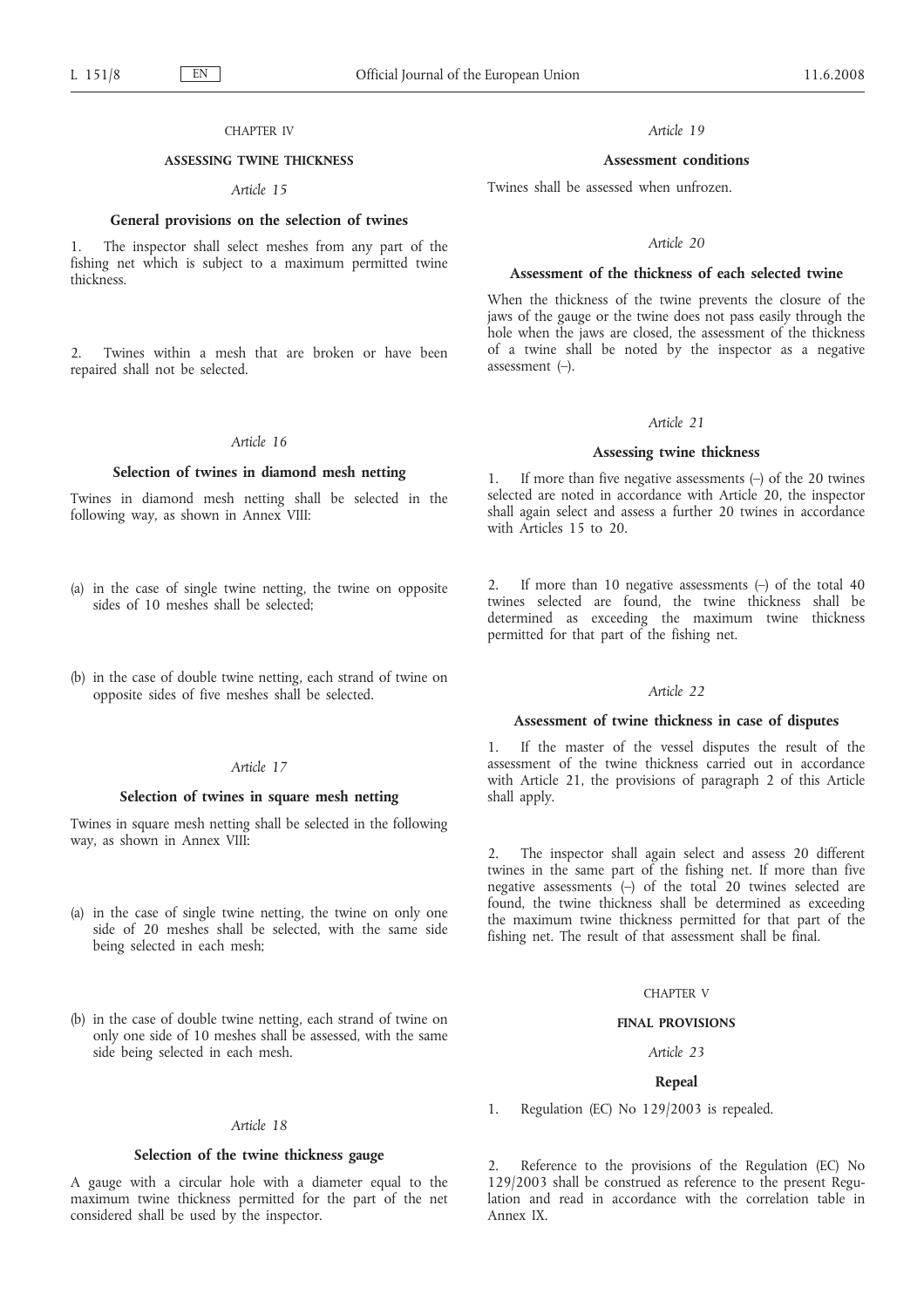## CHAPTER IV

## ASSESSING TWINE THICKNESS

### *Article 15*

### General provisions on the selection of twines

1. The inspector shall select meshes from any part of the fishing net which is subject to a maximum permitted twine thickness.

2. Twines within a mesh that are broken or have been repaired shall not be selected.

### *Article 16*

### Selection of twines in diamond mesh netting

Twines in diamond mesh netting shall be selected in the following way, as shown in Annex VIII:

(a) in the case of single twine netting, the twine on opposite sides of 10 meshes shall be selected;

(b) in the case of double twine netting, each strand of twine on opposite sides of five meshes shall be selected.

### *Article 17*

### Selection of twines in square mesh netting

Twines in square mesh netting shall be selected in the following way, as shown in Annex VIII:

(a) in the case of single twine netting, the twine on only one side of 20 meshes shall be selected, with the same side being selected in each mesh;

(b) in the case of double twine netting, each strand of twine on only one side of 10 meshes shall be assessed, with the same side being selected in each mesh.

### *Article 18*

### Selection of the twine thickness gauge

A gauge with a circular hole with a diameter equal to the maximum twine thickness permitted for the part of the net considered shall be used by the inspector.

### *Article 19*

### Assessment conditions

Twines shall be assessed when unfrozen.

### *Article 20*

### Assessment of the thickness of each selected twine

When the thickness of the twine prevents the closure of the jaws of the gauge or the twine does not pass easily through the hole when the jaws are closed, the assessment of the thickness of a twine shall be noted by the inspector as a negative assessment (–).

### *Article 21*

### Assessing twine thickness

1. If more than five negative assessments (–) of the 20 twines selected are noted in accordance with Article 20, the inspector shall again select and assess a further 20 twines in accordance with Articles 15 to 20.

2. If more than 10 negative assessments (–) of the total 40 twines selected are found, the twine thickness shall be determined as exceeding the maximum twine thickness permitted for that part of the fishing net.

### *Article 22*

### Assessment of twine thickness in case of disputes

1. If the master of the vessel disputes the result of the assessment of the twine thickness carried out in accordance with Article 21, the provisions of paragraph 2 of this Article shall apply.

2. The inspector shall again select and assess 20 different twines in the same part of the fishing net. If more than five negative assessments (–) of the total 20 twines selected are found, the twine thickness shall be determined as exceeding the maximum twine thickness permitted for that part of the fishing net. The result of that assessment shall be final.

## CHAPTER V

## FINAL PROVISIONS

### *Article 23*

### Repeal

1. Regulation (EC) No 129/2003 is repealed.

2. Reference to the provisions of the Regulation (EC) No 129/2003 shall be construed as reference to the present Regulation and read in accordance with the correlation table in Annex IX.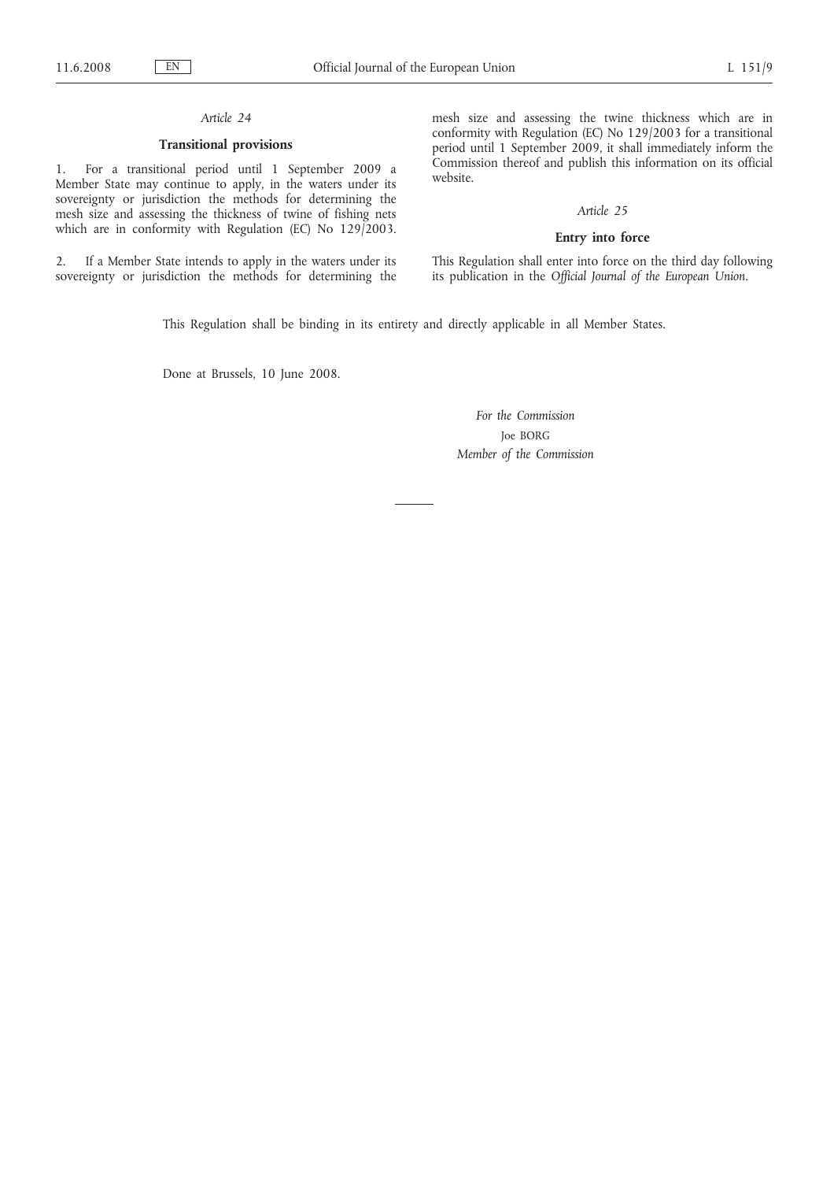*Article 24*

**Transitional provisions**

1. For a transitional period until 1 September 2009 a Member State may continue to apply, in the waters under its sovereignty or jurisdiction the methods for determining the mesh size and assessing the thickness of twine of fishing nets which are in conformity with Regulation (EC) No 129/2003.

2. If a Member State intends to apply in the waters under its sovereignty or jurisdiction the methods for determining the mesh size and assessing the twine thickness which are in conformity with Regulation (EC) No 129/2003 for a transitional period until 1 September 2009, it shall immediately inform the Commission thereof and publish this information on its official website.

*Article 25*

**Entry into force**

This Regulation shall enter into force on the third day following its publication in the *Official Journal of the European Union*.

This Regulation shall be binding in its entirety and directly applicable in all Member States.

Done at Brussels, 10 June 2008.

*For the Commission*

Joe BORG

*Member of the Commission*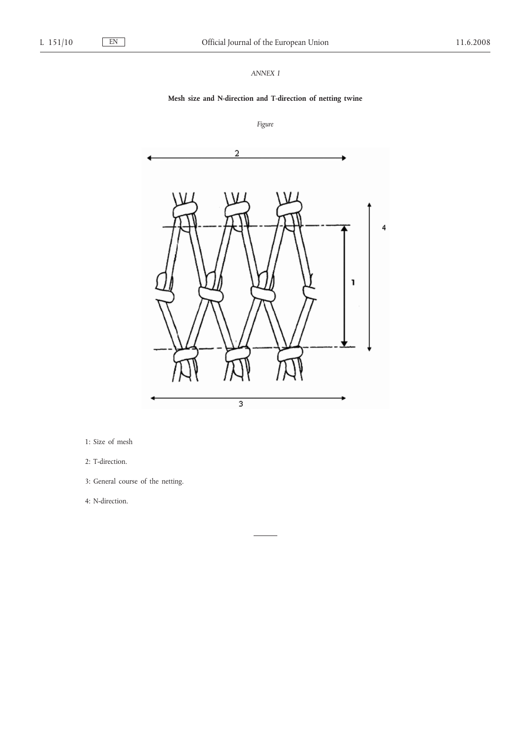*ANNEX I*

**Mesh size and N-direction and T-direction of netting twine**

*Figure*

1: Size of mesh

2: T-direction.

3: General course of the netting.

4: N-direction.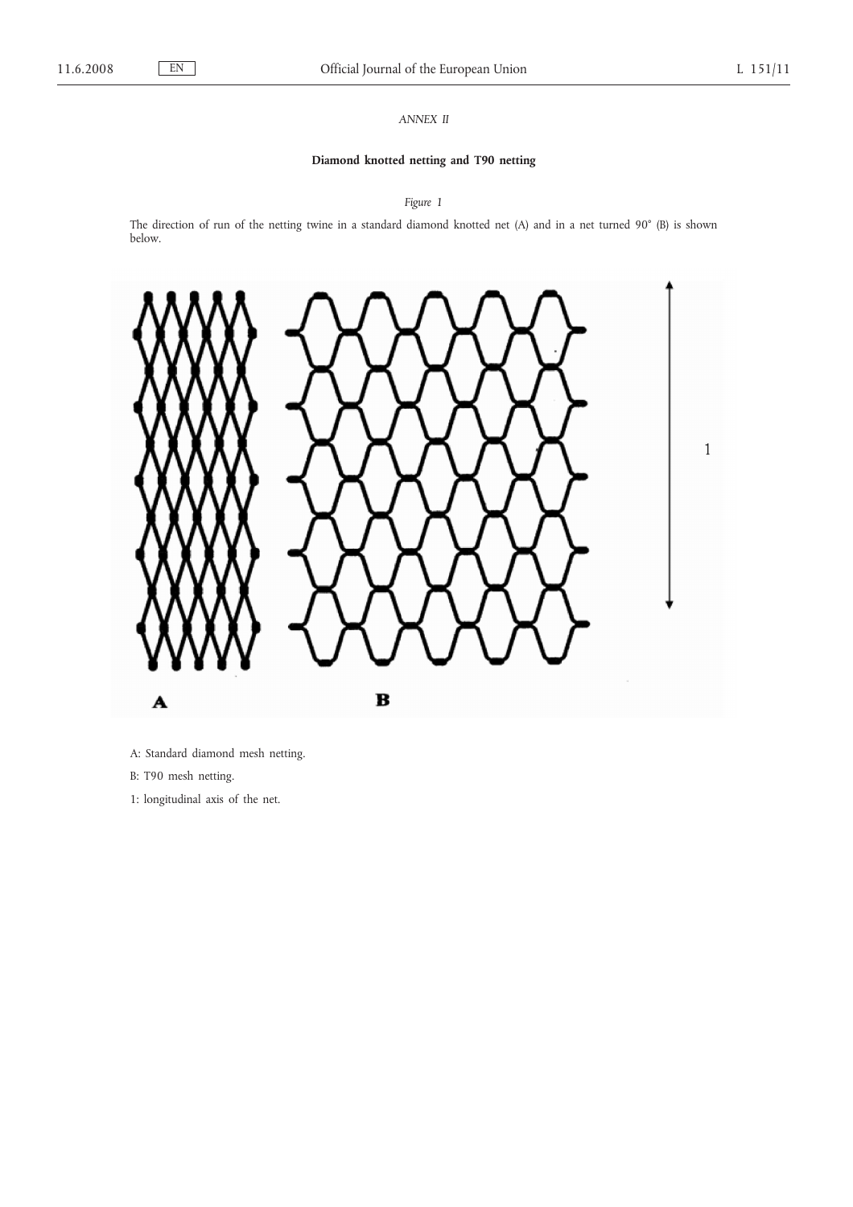*ANNEX II*

**Diamond knotted netting and T90 netting**

*Figure 1*

The direction of run of the netting twine in a standard diamond knotted net (A) and in a net turned 90° (B) is shown below.

A: Standard diamond mesh netting.

B: T90 mesh netting.

1: longitudinal axis of the net.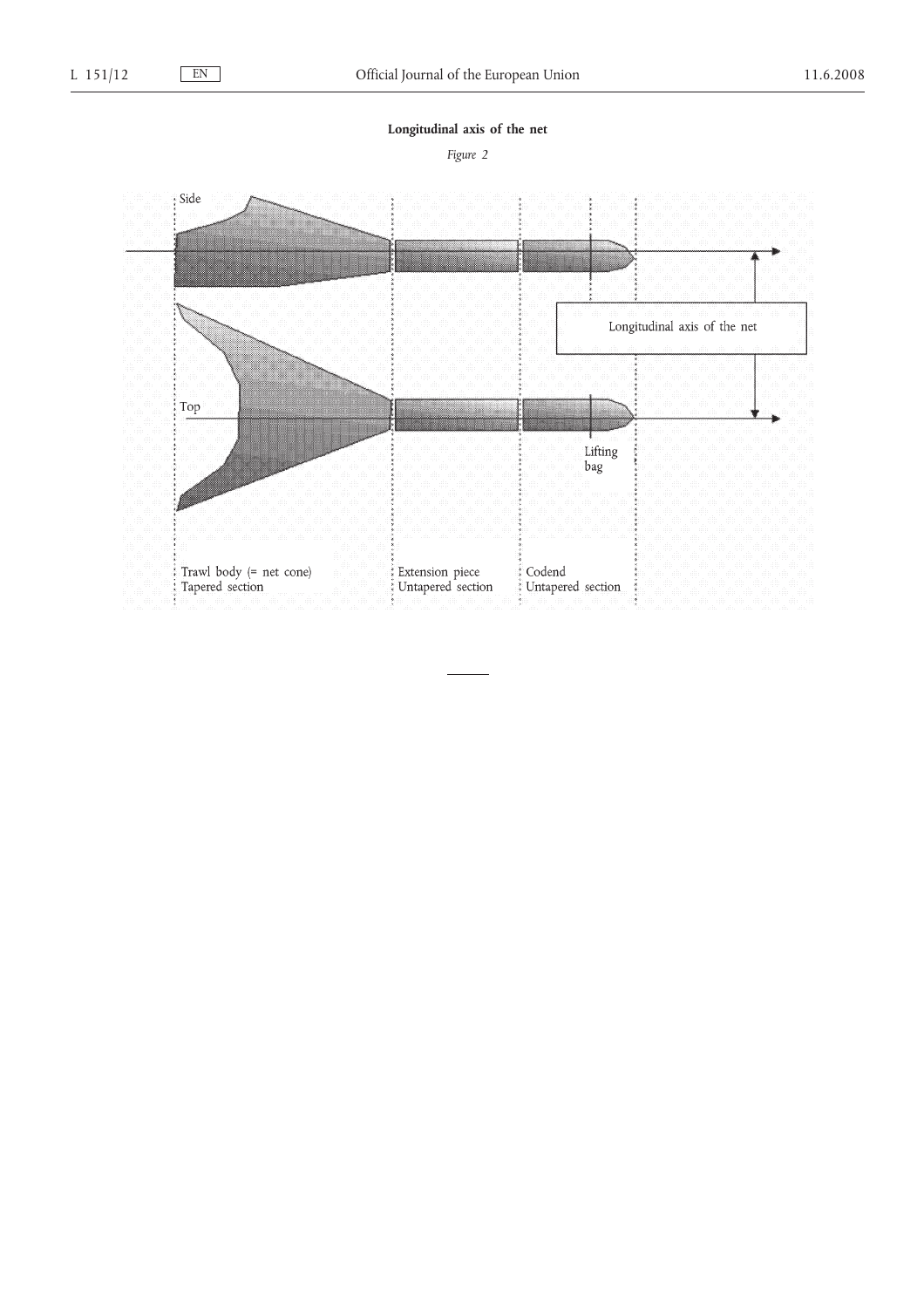**Longitudinal axis of the net**

*Figure 2*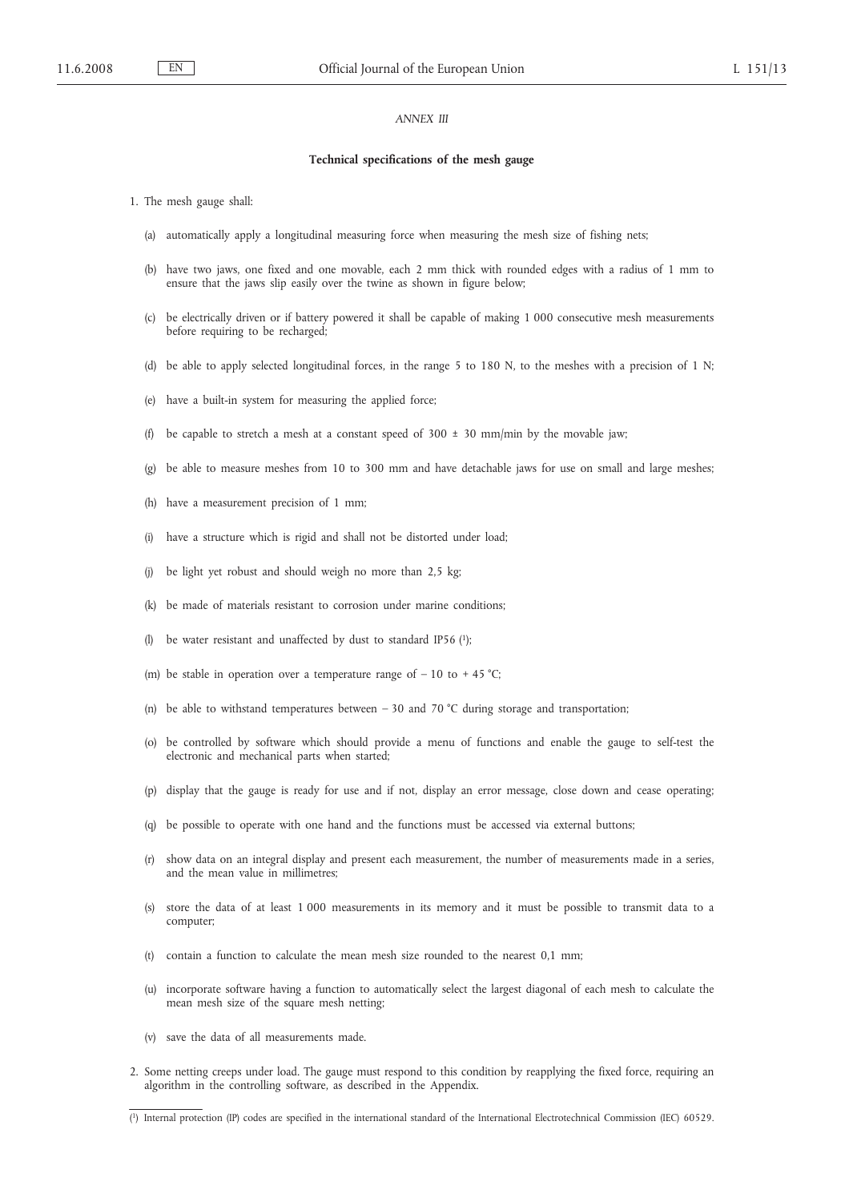*ANNEX III*

**Technical specifications of the mesh gauge**

1. The mesh gauge shall:

   (a) automatically apply a longitudinal measuring force when measuring the mesh size of fishing nets;

   (b) have two jaws, one fixed and one movable, each 2 mm thick with rounded edges with a radius of 1 mm to ensure that the jaws slip easily over the twine as shown in figure below;

   (c) be electrically driven or if battery powered it shall be capable of making 1 000 consecutive mesh measurements before requiring to be recharged;

   (d) be able to apply selected longitudinal forces, in the range 5 to 180 N, to the meshes with a precision of 1 N;

   (e) have a built-in system for measuring the applied force;

   (f) be capable to stretch a mesh at a constant speed of 300 ± 30 mm/min by the movable jaw;

   (g) be able to measure meshes from 10 to 300 mm and have detachable jaws for use on small and large meshes;

   (h) have a measurement precision of 1 mm;

   (i) have a structure which is rigid and shall not be distorted under load;

   (j) be light yet robust and should weigh no more than 2,5 kg;

   (k) be made of materials resistant to corrosion under marine conditions;

   (l) be water resistant and unaffected by dust to standard IP56 [1];

   (m) be stable in operation over a temperature range of – 10 to + 45 °C;

   (n) be able to withstand temperatures between – 30 and 70 °C during storage and transportation;

   (o) be controlled by software which should provide a menu of functions and enable the gauge to self-test the electronic and mechanical parts when started;

   (p) display that the gauge is ready for use and if not, display an error message, close down and cease operating;

   (q) be possible to operate with one hand and the functions must be accessed via external buttons;

   (r) show data on an integral display and present each measurement, the number of measurements made in a series, and the mean value in millimetres;

   (s) store the data of at least 1 000 measurements in its memory and it must be possible to transmit data to a computer;

   (t) contain a function to calculate the mean mesh size rounded to the nearest 0,1 mm;

   (u) incorporate software having a function to automatically select the largest diagonal of each mesh to calculate the mean mesh size of the square mesh netting;

   (v) save the data of all measurements made.

2. Some netting creeps under load. The gauge must respond to this condition by reapplying the fixed force, requiring an algorithm in the controlling software, as described in the Appendix.

---

[1] Internal protection (IP) codes are specified in the international standard of the International Electrotechnical Commission (IEC) 60529.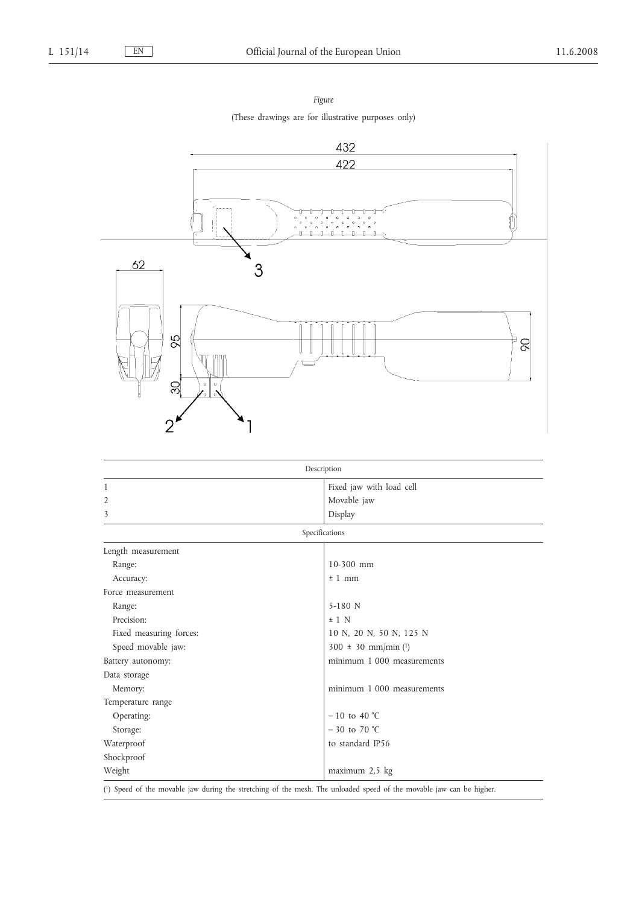*Figure*

(These drawings are for illustrative purposes only)

| Description | |
|---|---|
| 1 | Fixed jaw with load cell |
| 2 | Movable jaw |
| 3 | Display |
| Specifications | |
| Length measurement | |
| Range: | 10-300 mm |
| Accuracy: | ± 1 mm |
| Force measurement | |
| Range: | 5-180 N |
| Precision: | ± 1 N |
| Fixed measuring forces: | 10 N, 20 N, 50 N, 125 N |
| Speed movable jaw: | 300 ± 30 mm/min [1] |
| Battery autonomy: | minimum 1 000 measurements |
| Data storage | |
| Memory: | minimum 1 000 measurements |
| Temperature range | |
| Operating: | − 10 to 40 °C |
| Storage: | − 30 to 70 °C |
| Waterproof | to standard IP56 |
| Shockproof | |
| Weight | maximum 2,5 kg |

[1] Speed of the movable jaw during the stretching of the mesh. The unloaded speed of the movable jaw can be higher.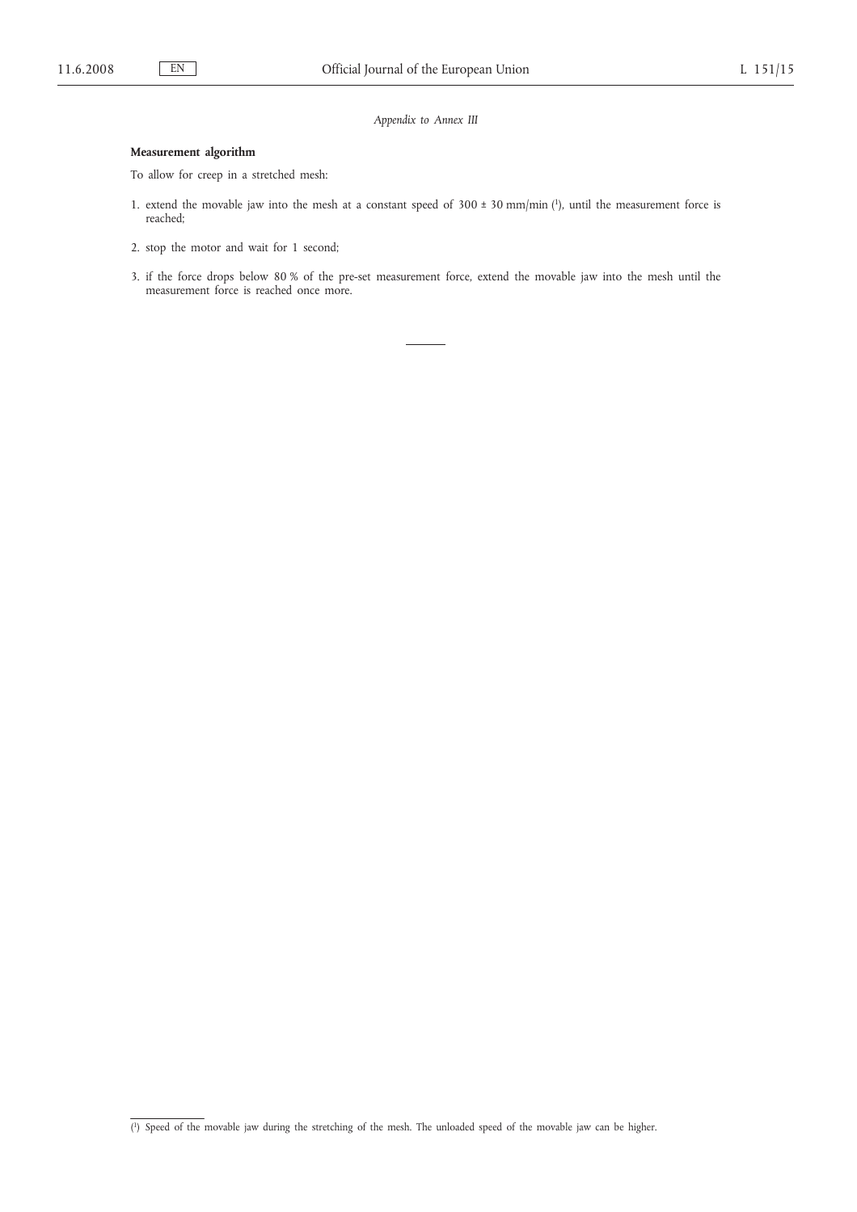*Appendix to Annex III*

**Measurement algorithm**

To allow for creep in a stretched mesh:

1. extend the movable jaw into the mesh at a constant speed of 300 ± 30 mm/min [1], until the measurement force is reached;

2. stop the motor and wait for 1 second;

3. if the force drops below 80 % of the pre-set measurement force, extend the movable jaw into the mesh until the measurement force is reached once more.

---

[1] Speed of the movable jaw during the stretching of the mesh. The unloaded speed of the movable jaw can be higher.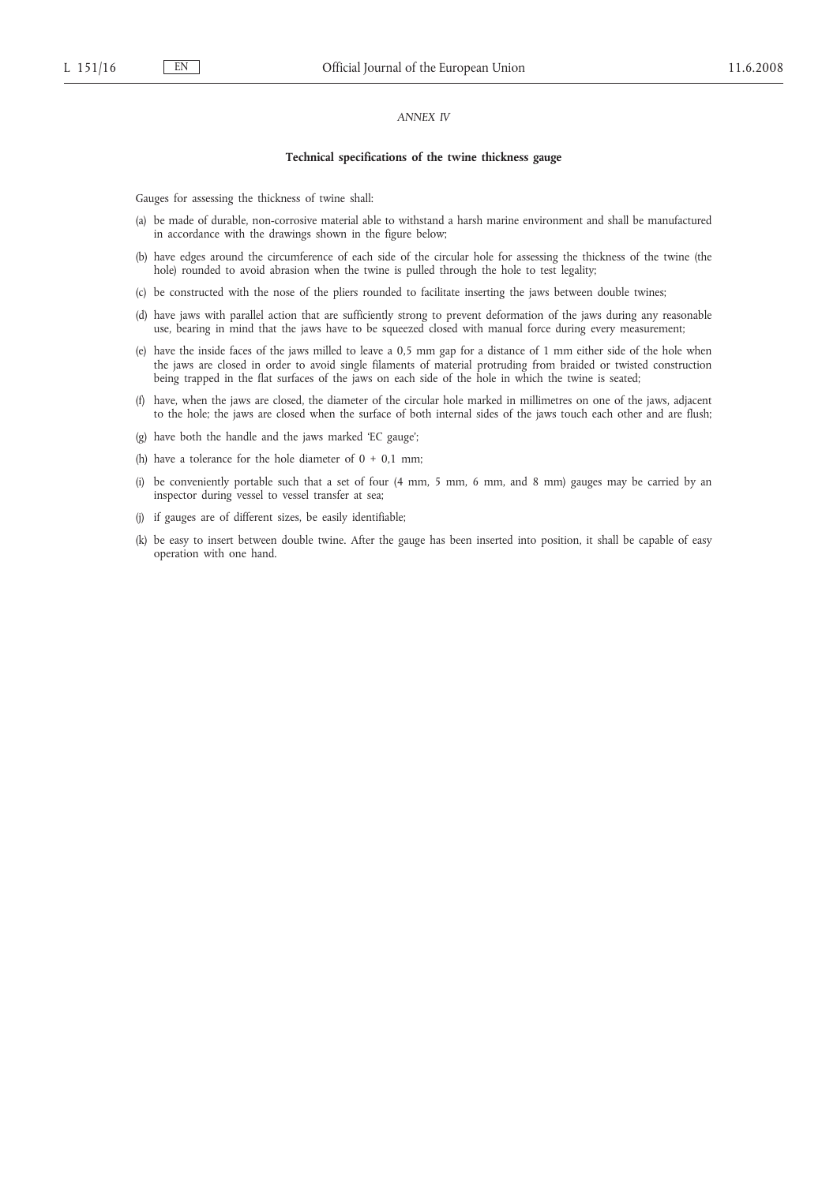*ANNEX IV*

**Technical specifications of the twine thickness gauge**

Gauges for assessing the thickness of twine shall:

(a) be made of durable, non-corrosive material able to withstand a harsh marine environment and shall be manufactured in accordance with the drawings shown in the figure below;

(b) have edges around the circumference of each side of the circular hole for assessing the thickness of the twine (the hole) rounded to avoid abrasion when the twine is pulled through the hole to test legality;

(c) be constructed with the nose of the pliers rounded to facilitate inserting the jaws between double twines;

(d) have jaws with parallel action that are sufficiently strong to prevent deformation of the jaws during any reasonable use, bearing in mind that the jaws have to be squeezed closed with manual force during every measurement;

(e) have the inside faces of the jaws milled to leave a 0,5 mm gap for a distance of 1 mm either side of the hole when the jaws are closed in order to avoid single filaments of material protruding from braided or twisted construction being trapped in the flat surfaces of the jaws on each side of the hole in which the twine is seated;

(f) have, when the jaws are closed, the diameter of the circular hole marked in millimetres on one of the jaws, adjacent to the hole; the jaws are closed when the surface of both internal sides of the jaws touch each other and are flush;

(g) have both the handle and the jaws marked 'EC gauge';

(h) have a tolerance for the hole diameter of 0 + 0,1 mm;

(i) be conveniently portable such that a set of four (4 mm, 5 mm, 6 mm, and 8 mm) gauges may be carried by an inspector during vessel to vessel transfer at sea;

(j) if gauges are of different sizes, be easily identifiable;

(k) be easy to insert between double twine. After the gauge has been inserted into position, it shall be capable of easy operation with one hand.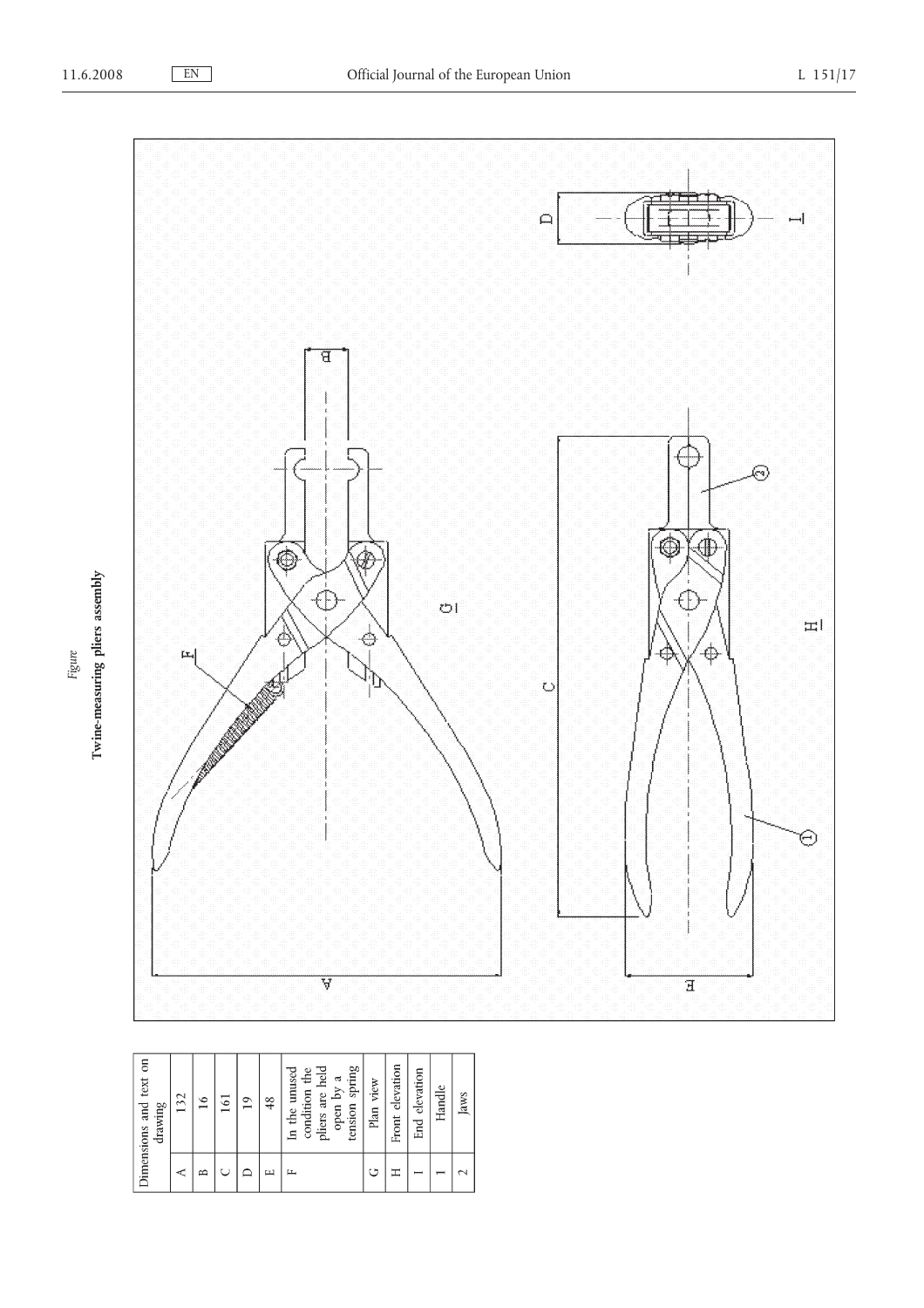*Figure*

**Twine-measuring pliers assembly**

| Dimensions and text on drawing | |
|---|---|
| A | 132 |
| B | 16 |
| C | 161 |
| D | 19 |
| E | 48 |
| F | In the unused condition the pliers are held open by a tension spring |
| G | Plan view |
| H | Front elevation |
| I | End elevation |
| 1 | Handle |
| 2 | Jaws |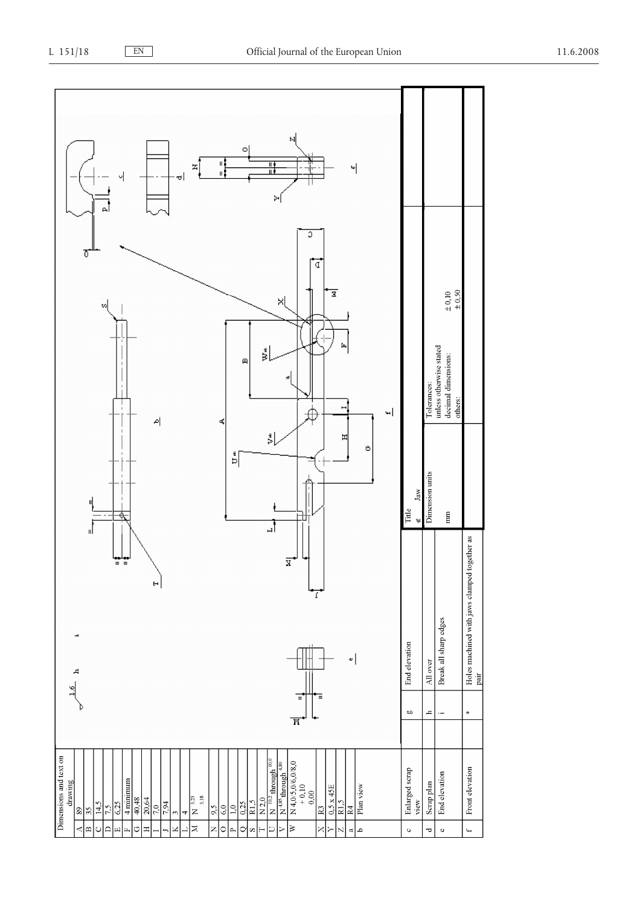| Dimensions and text on drawing | |
|---|---|
| A | 89 |
| B | 35 |
| C | 14,5 |
| D | 7,5 |
| E | 6,25 |
| F | 4 minimum |
| G | 40,48 |
| H | 20,64 |
| I | 7,0 |
| J | 7,94 |
| K | 3 |
| L | 4 |
| M | N $^{3,23}_{3,18}$ |
| N | 9,5 |
| O | 6,0 |
| P | 1,0 |
| Q | 0,25 |
| S | R1,5 |
| T | N 2,0 |
| U | N $^{10,2}$ through $^{10,0}$ |
| V | N $^{4,85}$ through $^{4,80}$ |
| W | N 4,0/5,0/6,0/8,0 $^{+0,10}_{0,00}$ |
| X | R3 |
| Y | 0,5 x 45E |
| Z | R1,5 |
| a | R4 |
| b | Plan view |
| c | Enlarged scrap view |
| d | Scrap plan |
| e | End elevation |
| f | Front elevation |
| g | End elevation |
| h | All over |
| i | Break all sharp edges |
| * | Holes machined with jaws clamped together as pair |

| Title | Jaw |
|---|---|
| Dimension units | mm |
| Tolerances: unless otherwise stated decimal dimensions: | ± 0,10 |
| others: | ± 0,50 |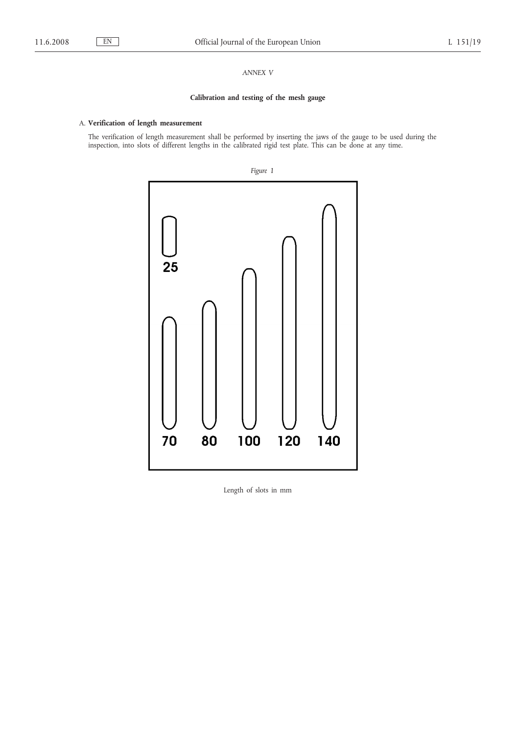*ANNEX V*

## Calibration and testing of the mesh gauge

### A. **Verification of length measurement**

The verification of length measurement shall be performed by inserting the jaws of the gauge to be used during the inspection, into slots of different lengths in the calibrated rigid test plate. This can be done at any time.

*Figure 1*

25

70 80 100 120 140

Length of slots in mm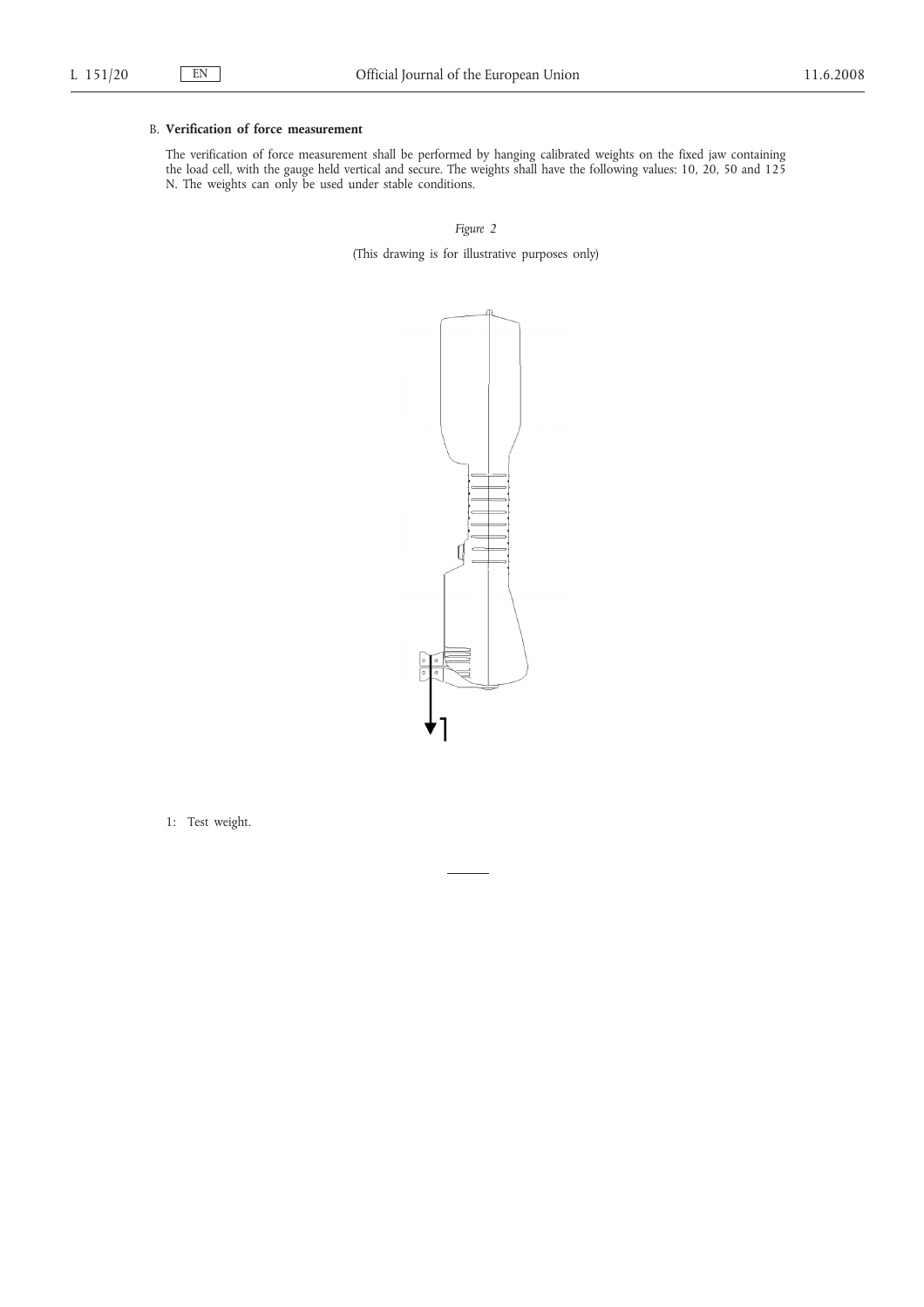B. **Verification of force measurement**

The verification of force measurement shall be performed by hanging calibrated weights on the fixed jaw containing the load cell, with the gauge held vertical and secure. The weights shall have the following values: 10, 20, 50 and 125 N. The weights can only be used under stable conditions.

*Figure 2*

(This drawing is for illustrative purposes only)

1: Test weight.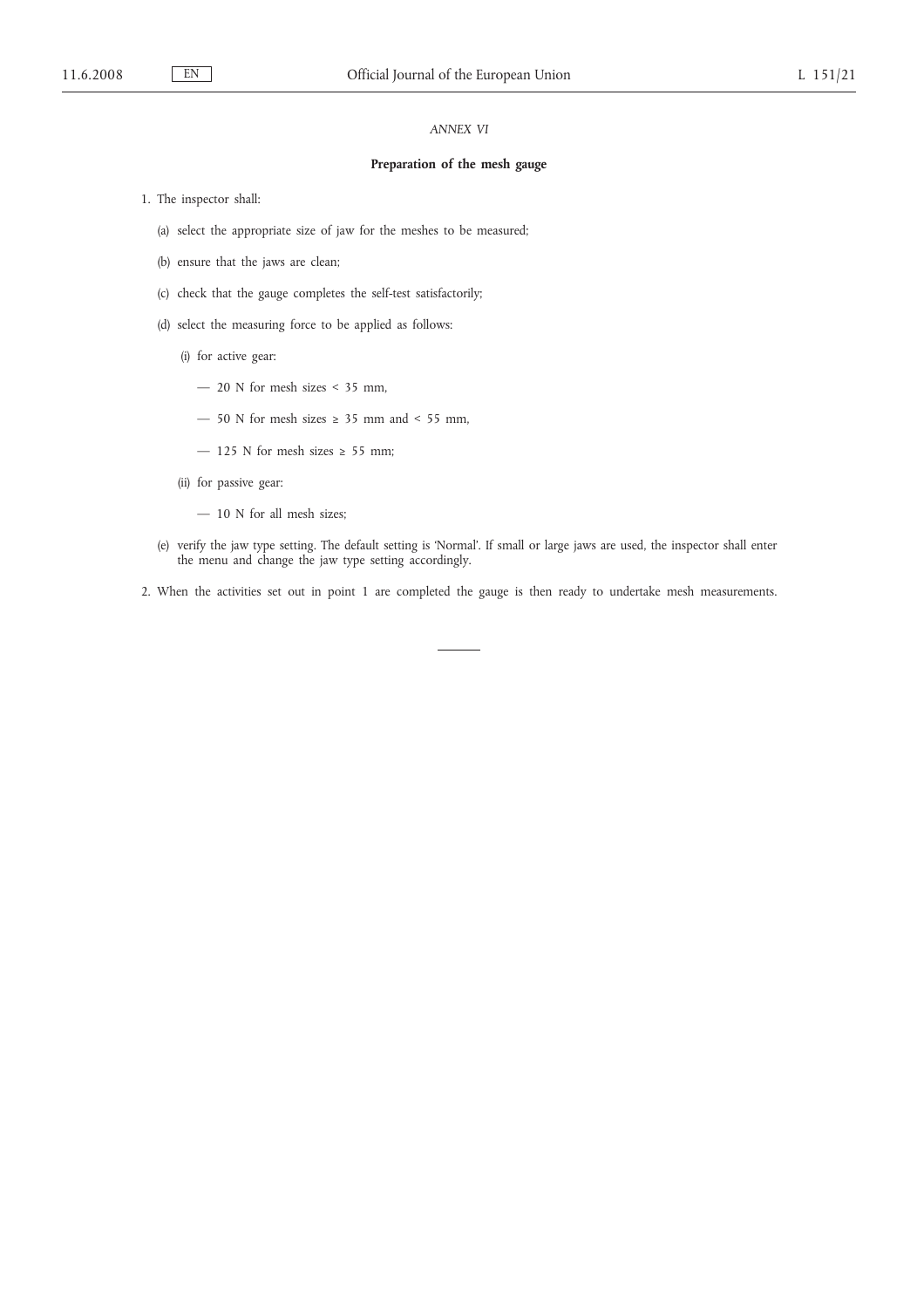*ANNEX VI*

## Preparation of the mesh gauge

1. The inspector shall:

   (a) select the appropriate size of jaw for the meshes to be measured;

   (b) ensure that the jaws are clean;

   (c) check that the gauge completes the self-test satisfactorily;

   (d) select the measuring force to be applied as follows:

      (i) for active gear:

         — 20 N for mesh sizes < 35 mm,

         — 50 N for mesh sizes ≥ 35 mm and < 55 mm,

         — 125 N for mesh sizes ≥ 55 mm;

      (ii) for passive gear:

         — 10 N for all mesh sizes;

   (e) verify the jaw type setting. The default setting is 'Normal'. If small or large jaws are used, the inspector shall enter the menu and change the jaw type setting accordingly.

2. When the activities set out in point 1 are completed the gauge is then ready to undertake mesh measurements.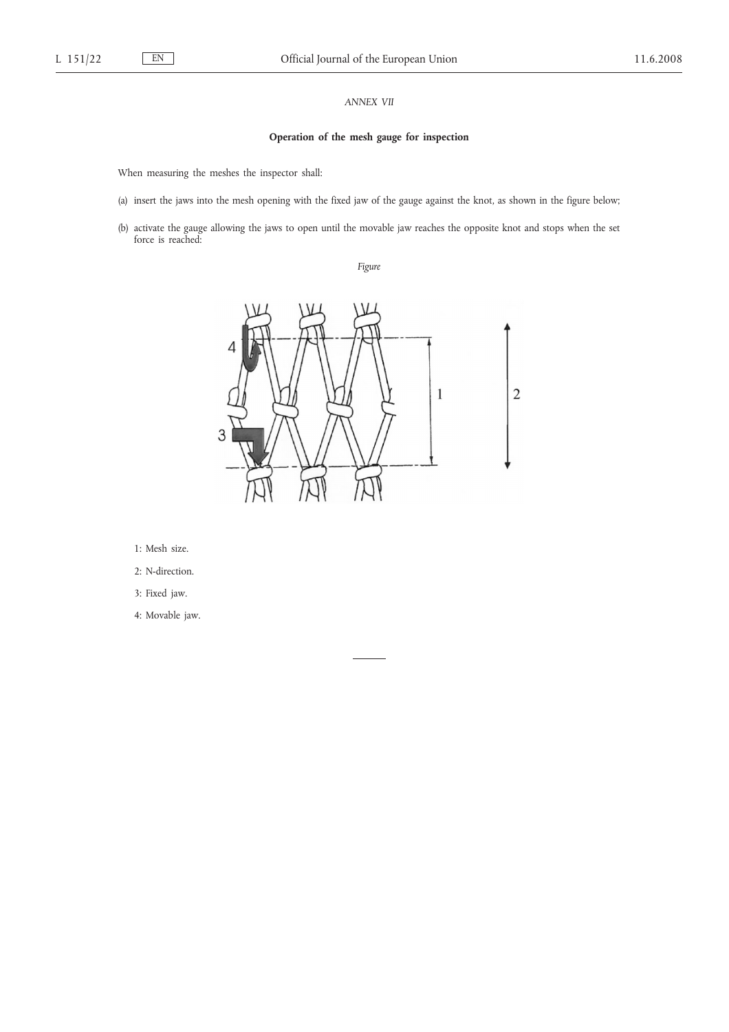*ANNEX VII*

**Operation of the mesh gauge for inspection**

When measuring the meshes the inspector shall:

(a) insert the jaws into the mesh opening with the fixed jaw of the gauge against the knot, as shown in the figure below;

(b) activate the gauge allowing the jaws to open until the movable jaw reaches the opposite knot and stops when the set force is reached:

*Figure*

1: Mesh size.

2: N-direction.

3: Fixed jaw.

4: Movable jaw.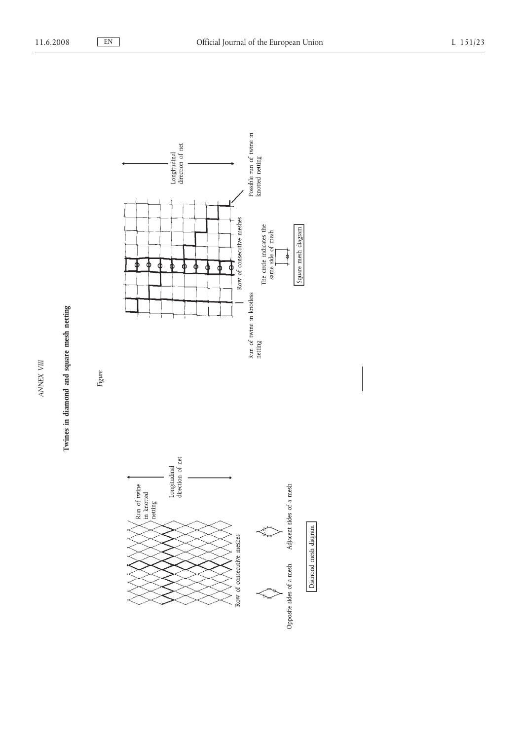*ANNEX VIII*

**Twines in diamond and square mesh netting**

*Figure*

Run of twine in knotted netting

Longitudinal direction of net

Row of consecutive meshes

Opposite sides of a mesh

Adjacent sides of a mesh

Diamond mesh diagram

Longitudinal direction of net

Possible run of twine in knotted netting

Row of consecutive meshes

Run of twine in knotless netting

The circle indicates the same side of mesh

Square mesh diagram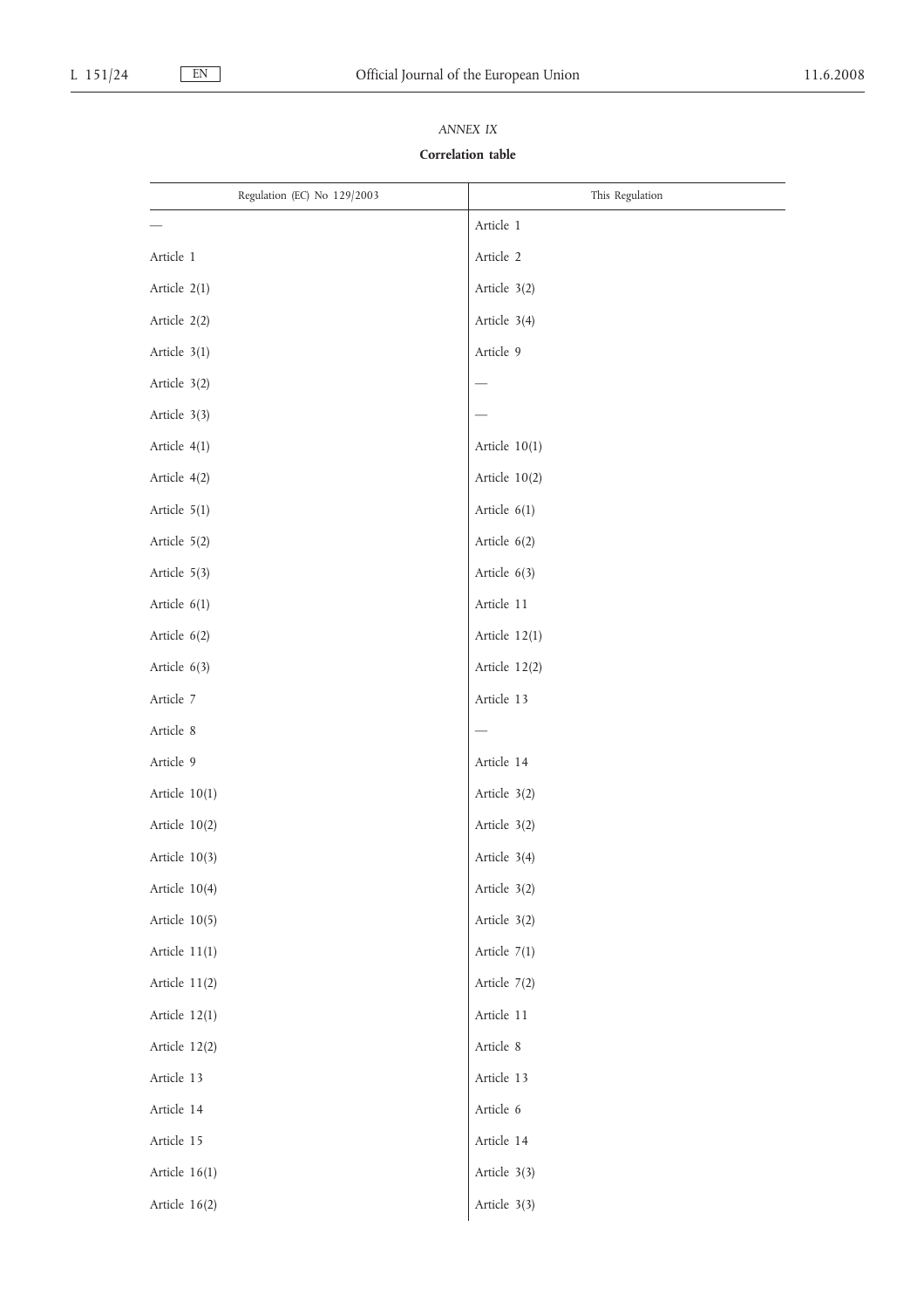*ANNEX IX*

**Correlation table**

| Regulation (EC) No 129/2003 | This Regulation |
|---|---|
| — | Article 1 |
| Article 1 | Article 2 |
| Article 2(1) | Article 3(2) |
| Article 2(2) | Article 3(4) |
| Article 3(1) | Article 9 |
| Article 3(2) | — |
| Article 3(3) | — |
| Article 4(1) | Article 10(1) |
| Article 4(2) | Article 10(2) |
| Article 5(1) | Article 6(1) |
| Article 5(2) | Article 6(2) |
| Article 5(3) | Article 6(3) |
| Article 6(1) | Article 11 |
| Article 6(2) | Article 12(1) |
| Article 6(3) | Article 12(2) |
| Article 7 | Article 13 |
| Article 8 | — |
| Article 9 | Article 14 |
| Article 10(1) | Article 3(2) |
| Article 10(2) | Article 3(2) |
| Article 10(3) | Article 3(4) |
| Article 10(4) | Article 3(2) |
| Article 10(5) | Article 3(2) |
| Article 11(1) | Article 7(1) |
| Article 11(2) | Article 7(2) |
| Article 12(1) | Article 11 |
| Article 12(2) | Article 8 |
| Article 13 | Article 13 |
| Article 14 | Article 6 |
| Article 15 | Article 14 |
| Article 16(1) | Article 3(3) |
| Article 16(2) | Article 3(3) |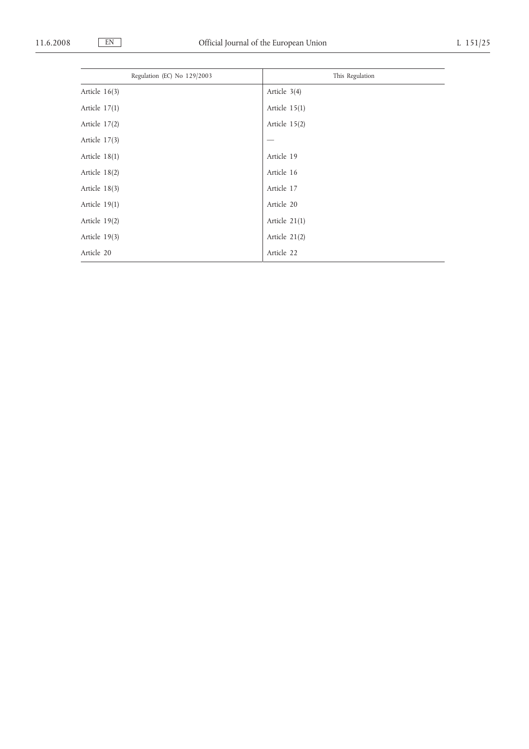| Regulation (EC) No 129/2003 | This Regulation |
| --- | --- |
| Article 16(3) | Article 3(4) |
| Article 17(1) | Article 15(1) |
| Article 17(2) | Article 15(2) |
| Article 17(3) | — |
| Article 18(1) | Article 19 |
| Article 18(2) | Article 16 |
| Article 18(3) | Article 17 |
| Article 19(1) | Article 20 |
| Article 19(2) | Article 21(1) |
| Article 19(3) | Article 21(2) |
| Article 20 | Article 22 |